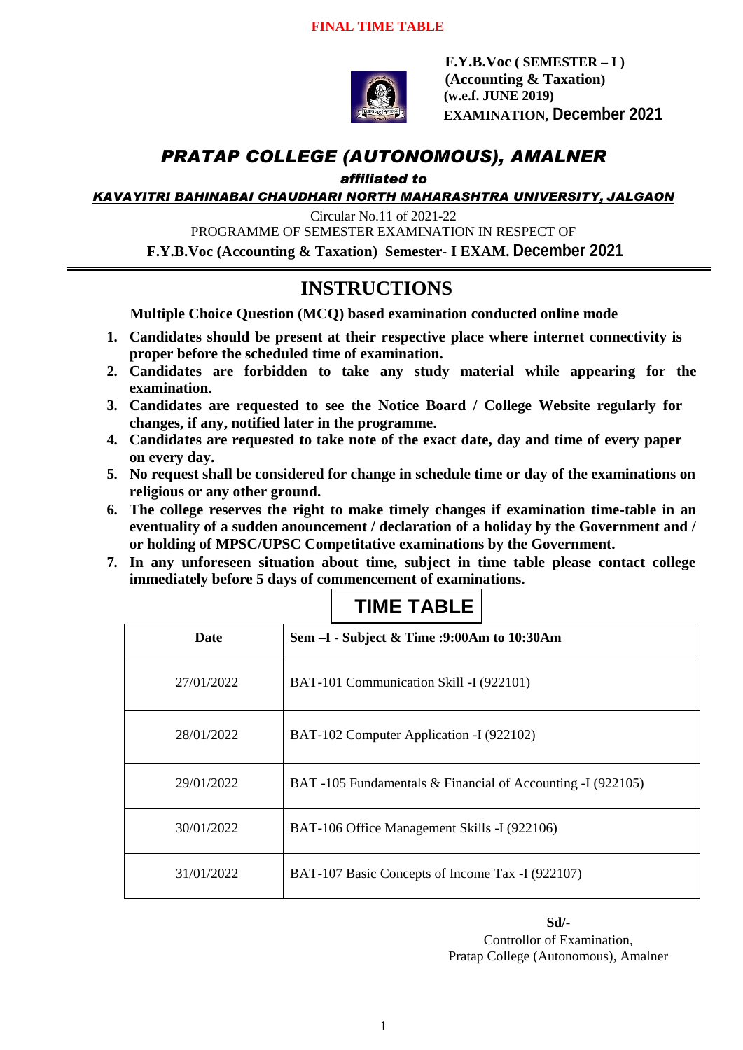**FINAL TIME TABLE**

**F.Y.B.Voc ( SEMESTER – I )**
**(Accounting & Taxation)**
**(w.e.f. JUNE 2019)**
**EXAMINATION, December 2021**

# *PRATAP COLLEGE (AUTONOMOUS), AMALNER*

***affiliated to***

***KAVAYITRI BAHINABAI CHAUDHARI NORTH MAHARASHTRA UNIVERSITY, JALGAON***

Circular No.11 of 2021-22

PROGRAMME OF SEMESTER EXAMINATION IN RESPECT OF

**F.Y.B.Voc (Accounting & Taxation) Semester- I EXAM. December 2021**

## INSTRUCTIONS

**Multiple Choice Question (MCQ) based examination conducted online mode**

1. **Candidates should be present at their respective place where internet connectivity is proper before the scheduled time of examination.**
2. **Candidates are forbidden to take any study material while appearing for the examination.**
3. **Candidates are requested to see the Notice Board / College Website regularly for changes, if any, notified later in the programme.**
4. **Candidates are requested to take note of the exact date, day and time of every paper on every day.**
5. **No request shall be considered for change in schedule time or day of the examinations on religious or any other ground.**
6. **The college reserves the right to make timely changes if examination time-table in an eventuality of a sudden anouncement / declaration of a holiday by the Government and / or holding of MPSC/UPSC Competitative examinations by the Government.**
7. **In any unforeseen situation about time, subject in time table please contact college immediately before 5 days of commencement of examinations.**

## TIME TABLE

| Date | Sem –I - Subject & Time :9:00Am to 10:30Am |
|---|---|
| 27/01/2022 | BAT-101 Communication Skill -I (922101) |
| 28/01/2022 | BAT-102 Computer Application -I (922102) |
| 29/01/2022 | BAT -105 Fundamentals & Financial of Accounting -I (922105) |
| 30/01/2022 | BAT-106 Office Management Skills -I (922106) |
| 31/01/2022 | BAT-107 Basic Concepts of Income Tax -I (922107) |

**Sd/-**
Controllor of Examination,
Pratap College (Autonomous), Amalner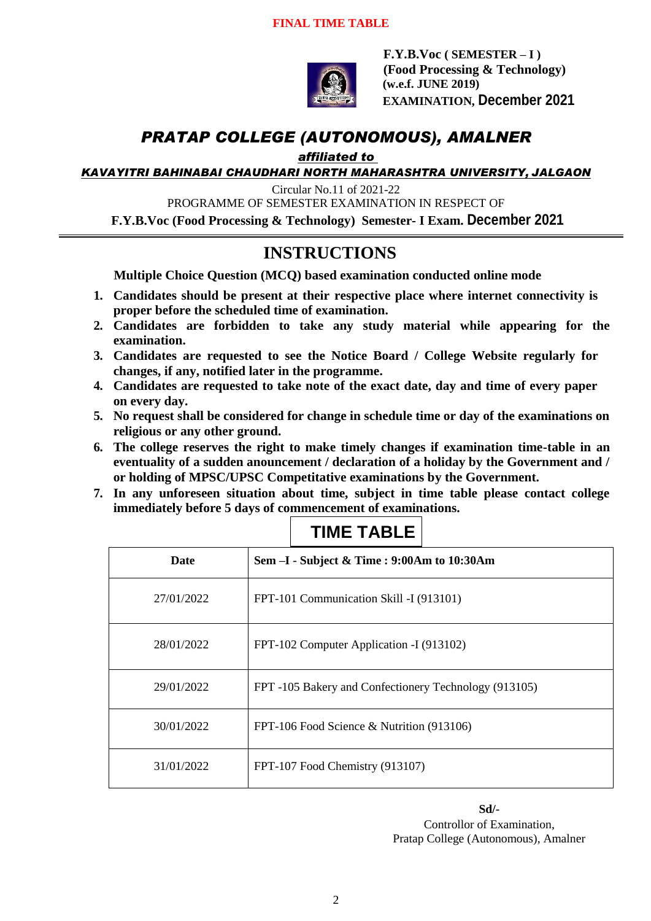**FINAL TIME TABLE**

**F.Y.B.Voc ( SEMESTER – I )**
**(Food Processing & Technology)**
**(w.e.f. JUNE 2019)**
**EXAMINATION, December 2021**

# *PRATAP COLLEGE (AUTONOMOUS), AMALNER*

***affiliated to***

***KAVAYITRI BAHINABAI CHAUDHARI NORTH MAHARASHTRA UNIVERSITY, JALGAON***

Circular No.11 of 2021-22

PROGRAMME OF SEMESTER EXAMINATION IN RESPECT OF

**F.Y.B.Voc (Food Processing & Technology) Semester- I Exam. December 2021**

## INSTRUCTIONS

**Multiple Choice Question (MCQ) based examination conducted online mode**

1. **Candidates should be present at their respective place where internet connectivity is proper before the scheduled time of examination.**
2. **Candidates are forbidden to take any study material while appearing for the examination.**
3. **Candidates are requested to see the Notice Board / College Website regularly for changes, if any, notified later in the programme.**
4. **Candidates are requested to take note of the exact date, day and time of every paper on every day.**
5. **No request shall be considered for change in schedule time or day of the examinations on religious or any other ground.**
6. **The college reserves the right to make timely changes if examination time-table in an eventuality of a sudden anouncement / declaration of a holiday by the Government and / or holding of MPSC/UPSC Competitative examinations by the Government.**
7. **In any unforeseen situation about time, subject in time table please contact college immediately before 5 days of commencement of examinations.**

## TIME TABLE

| Date | Sem –I - Subject & Time : 9:00Am to 10:30Am |
|---|---|
| 27/01/2022 | FPT-101 Communication Skill -I (913101) |
| 28/01/2022 | FPT-102 Computer Application -I (913102) |
| 29/01/2022 | FPT -105 Bakery and Confectionery Technology (913105) |
| 30/01/2022 | FPT-106 Food Science & Nutrition (913106) |
| 31/01/2022 | FPT-107 Food Chemistry (913107) |

**Sd/-**

Controllor of Examination,
Pratap College (Autonomous), Amalner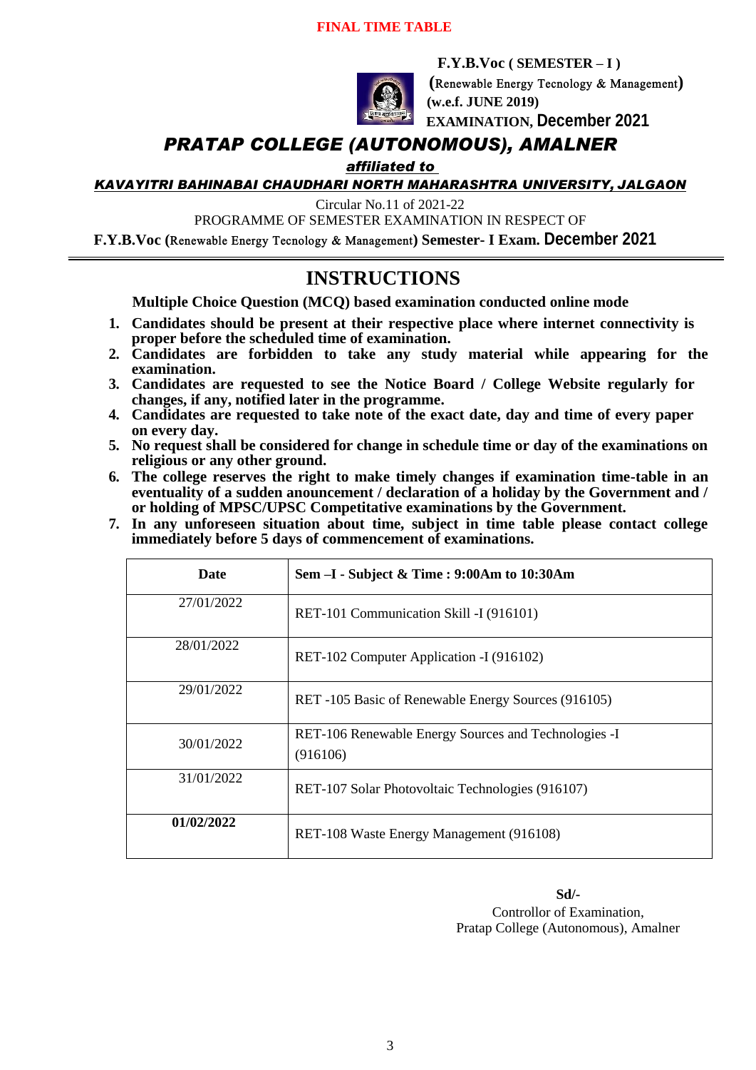**FINAL TIME TABLE**

**F.Y.B.Voc ( SEMESTER – I )**
**(**Renewable Energy Tecnology & Management**)**
**(w.e.f. JUNE 2019)**
**EXAMINATION, December 2021**

# *PRATAP COLLEGE (AUTONOMOUS), AMALNER*

***affiliated to***

***KAVAYITRI BAHINABAI CHAUDHARI NORTH MAHARASHTRA UNIVERSITY, JALGAON***

Circular No.11 of 2021-22

PROGRAMME OF SEMESTER EXAMINATION IN RESPECT OF

**F.Y.B.Voc (**Renewable Energy Tecnology & Management**) Semester- I Exam. December 2021**

## INSTRUCTIONS

**Multiple Choice Question (MCQ) based examination conducted online mode**

1. **Candidates should be present at their respective place where internet connectivity is proper before the scheduled time of examination.**
2. **Candidates are forbidden to take any study material while appearing for the examination.**
3. **Candidates are requested to see the Notice Board / College Website regularly for changes, if any, notified later in the programme.**
4. **Candidates are requested to take note of the exact date, day and time of every paper on every day.**
5. **No request shall be considered for change in schedule time or day of the examinations on religious or any other ground.**
6. **The college reserves the right to make timely changes if examination time-table in an eventuality of a sudden anouncement / declaration of a holiday by the Government and / or holding of MPSC/UPSC Competitative examinations by the Government.**
7. **In any unforeseen situation about time, subject in time table please contact college immediately before 5 days of commencement of examinations.**

| Date | Sem –I - Subject & Time : 9:00Am to 10:30Am |
|---|---|
| 27/01/2022 | RET-101 Communication Skill -I (916101) |
| 28/01/2022 | RET-102 Computer Application -I (916102) |
| 29/01/2022 | RET -105 Basic of Renewable Energy Sources (916105) |
| 30/01/2022 | RET-106 Renewable Energy Sources and Technologies -I (916106) |
| 31/01/2022 | RET-107 Solar Photovoltaic Technologies (916107) |
| **01/02/2022** | RET-108 Waste Energy Management (916108) |

**Sd/-**
Controllor of Examination,
Pratap College (Autonomous), Amalner